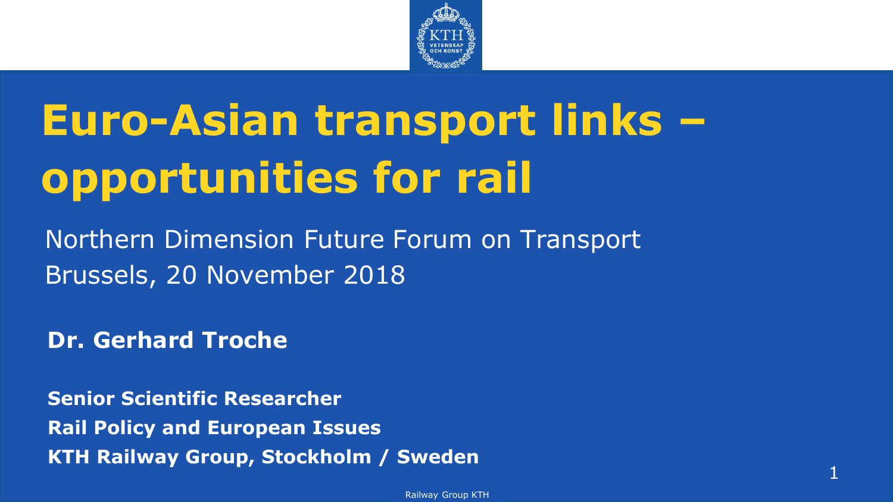# Euro-Asian transport links – opportunities for rail

Northern Dimension Future Forum on Transport
Brussels, 20 November 2018

**Dr. Gerhard Troche**

**Senior Scientific Researcher**
**Rail Policy and European Issues**
**KTH Railway Group, Stockholm / Sweden**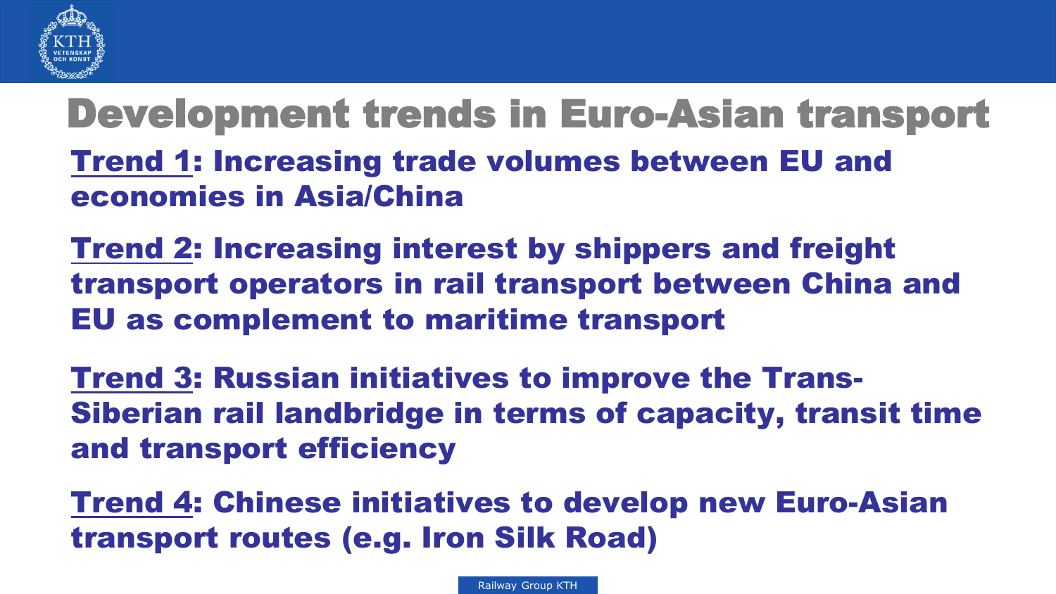# Development trends in Euro-Asian transport

**Trend 1: Increasing trade volumes between EU and economies in Asia/China**

**Trend 2: Increasing interest by shippers and freight transport operators in rail transport between China and EU as complement to maritime transport**

**Trend 3: Russian initiatives to improve the Trans-Siberian rail landbridge in terms of capacity, transit time and transport efficiency**

**Trend 4: Chinese initiatives to develop new Euro-Asian transport routes (e.g. Iron Silk Road)**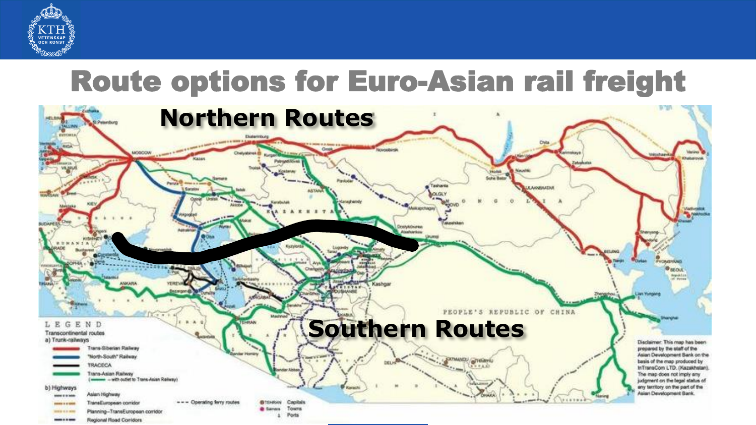# Route options for Euro-Asian rail freight

**Northern Routes**

**Southern Routes**

LEGEND

Transcontinental routes

a) Trunk-railways

- Trans-Siberian Railway
- "North-South" Railway
- TRACECA
- Trans-Asian Railway (— with outlet to Trans-Asian Railway)

b) Highways

- Asian Highway
- TransEuropean corridor
- Planning–TransEuropean corridor
- Regional Road Corridors

--- Operating ferry routes

TEHRAN Capitals
Samara Towns
Ports

Disclaimer: This map has been prepared by the staff of the Asian Development Bank on the basis of the map produced by InTransCom LTD. (Kazakhstan). The map does not imply any judgment on the legal status of any territory on the part of the Asian Development Bank.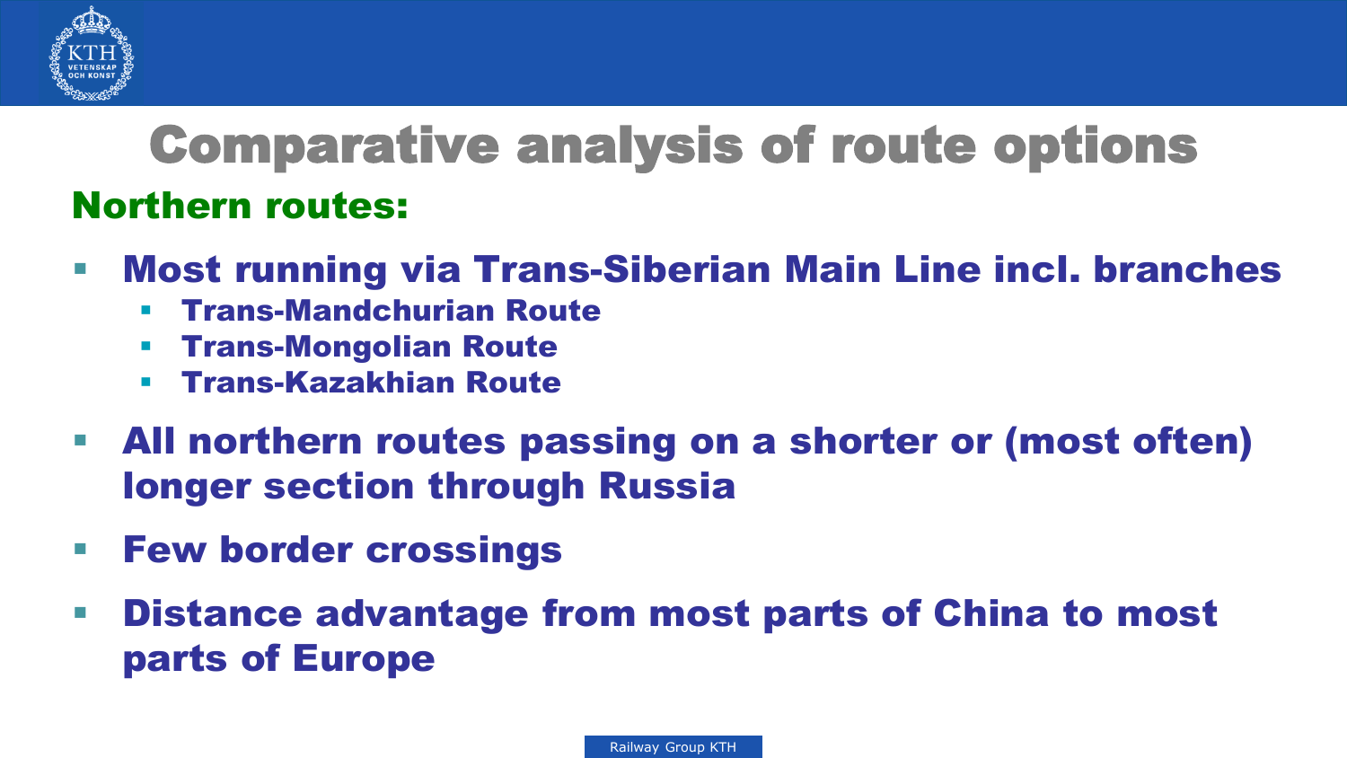# Comparative analysis of route options

## Northern routes:

- Most running via Trans-Siberian Main Line incl. branches
  - Trans-Mandchurian Route
  - Trans-Mongolian Route
  - Trans-Kazakhian Route
- All northern routes passing on a shorter or (most often) longer section through Russia
- Few border crossings
- Distance advantage from most parts of China to most parts of Europe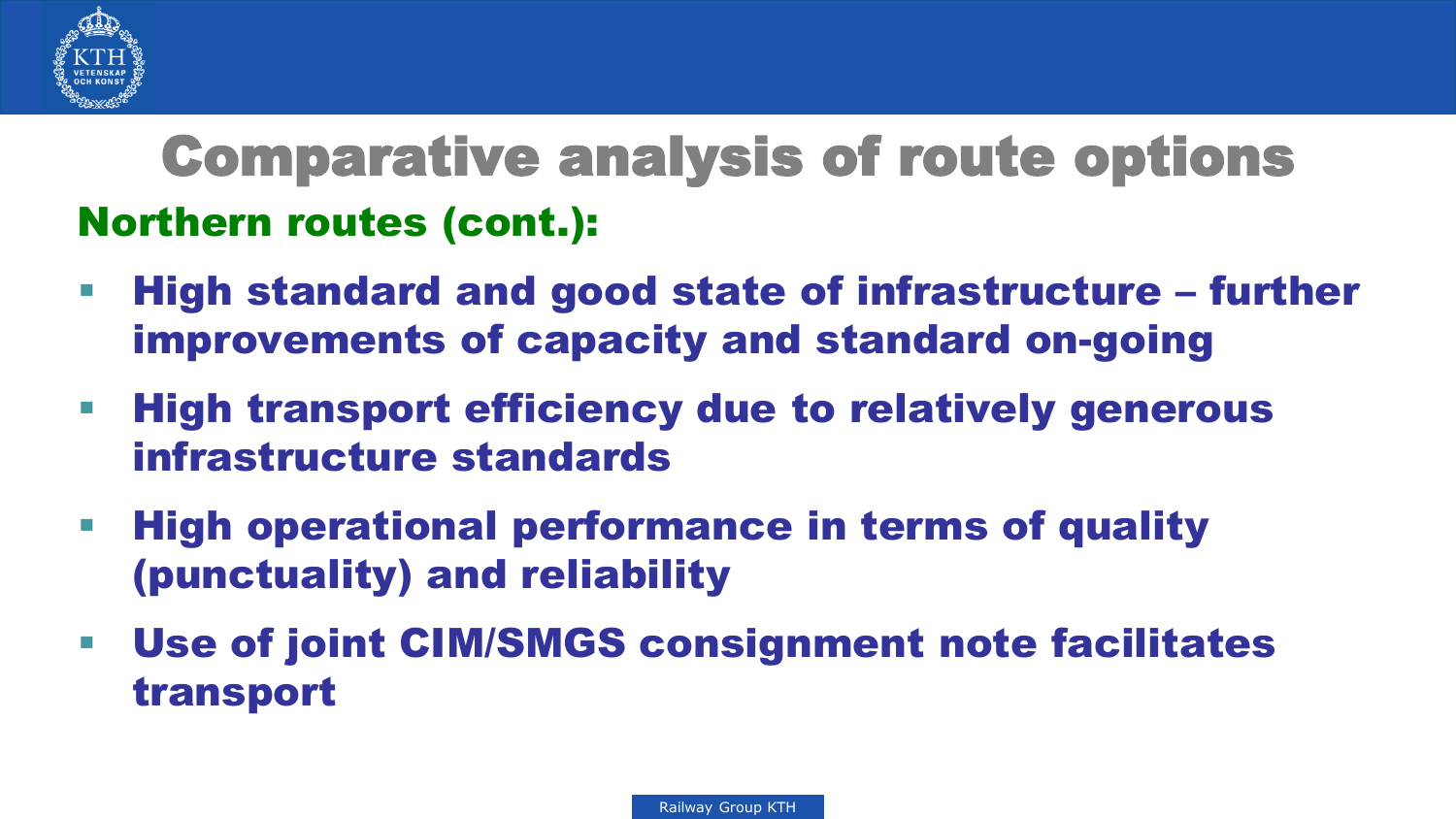# Comparative analysis of route options

## Northern routes (cont.):

- **High standard and good state of infrastructure – further improvements of capacity and standard on-going**
- **High transport efficiency due to relatively generous infrastructure standards**
- **High operational performance in terms of quality (punctuality) and reliability**
- **Use of joint CIM/SMGS consignment note facilitates transport**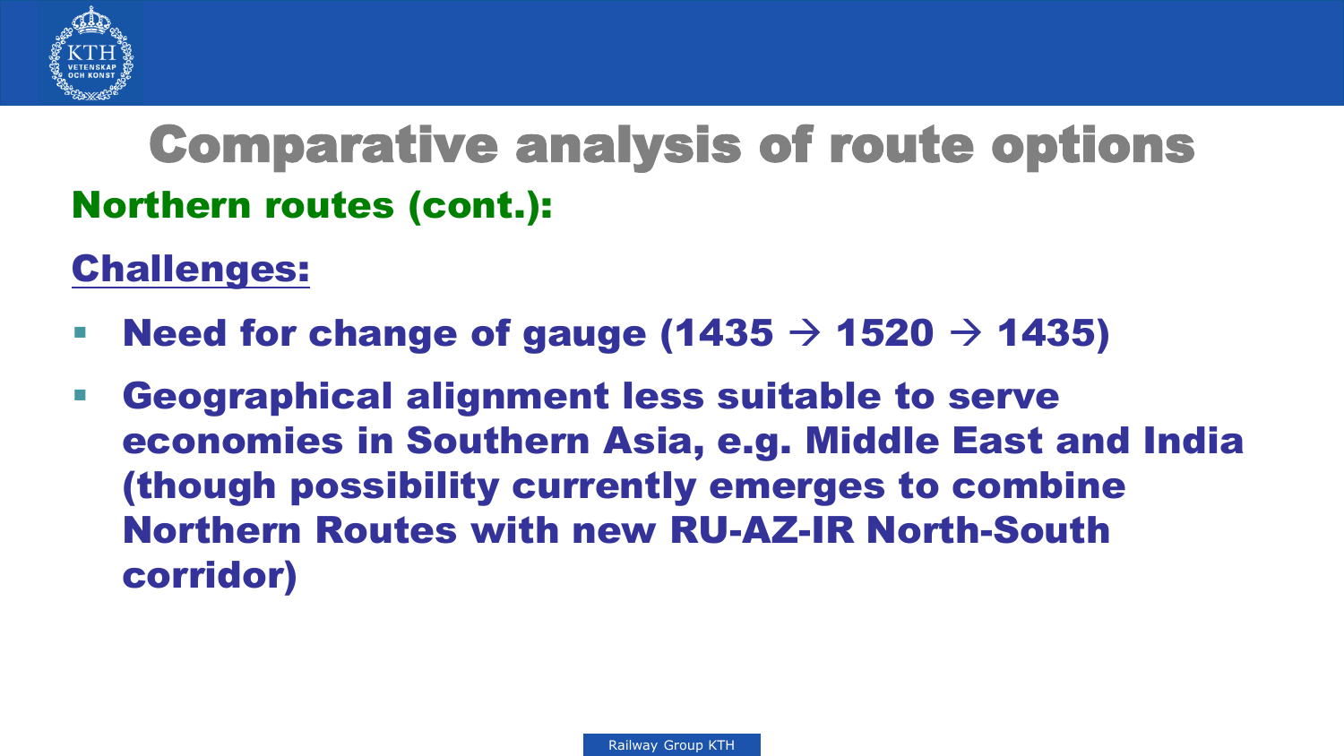# Comparative analysis of route options

## Northern routes (cont.):

### Challenges:

- **Need for change of gauge (1435 → 1520 → 1435)**
- **Geographical alignment less suitable to serve economies in Southern Asia, e.g. Middle East and India (though possibility currently emerges to combine Northern Routes with new RU-AZ-IR North-South corridor)**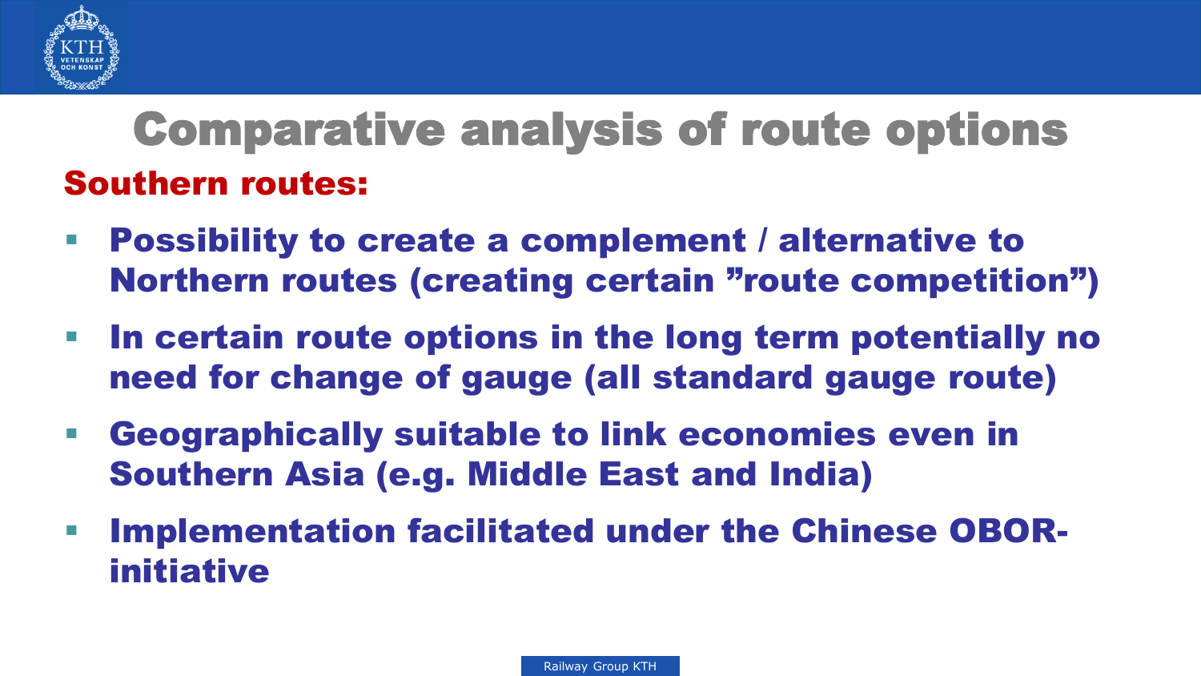# Comparative analysis of route options

## Southern routes:

- Possibility to create a complement / alternative to Northern routes (creating certain ”route competition”)
- In certain route options in the long term potentially no need for change of gauge (all standard gauge route)
- Geographically suitable to link economies even in Southern Asia (e.g. Middle East and India)
- Implementation facilitated under the Chinese OBOR-initiative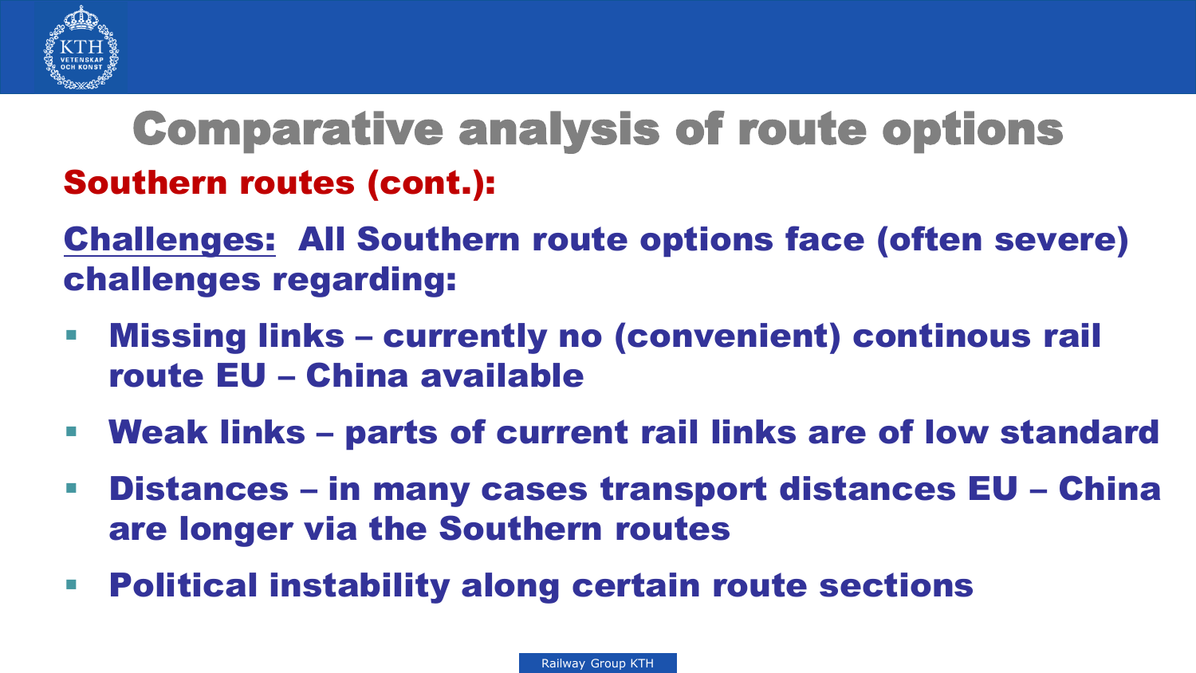# Comparative analysis of route options

## Southern routes (cont.):

**Challenges:** All Southern route options face (often severe) challenges regarding:

- Missing links – currently no (convenient) continous rail route EU – China available
- Weak links – parts of current rail links are of low standard
- Distances – in many cases transport distances EU – China are longer via the Southern routes
- Political instability along certain route sections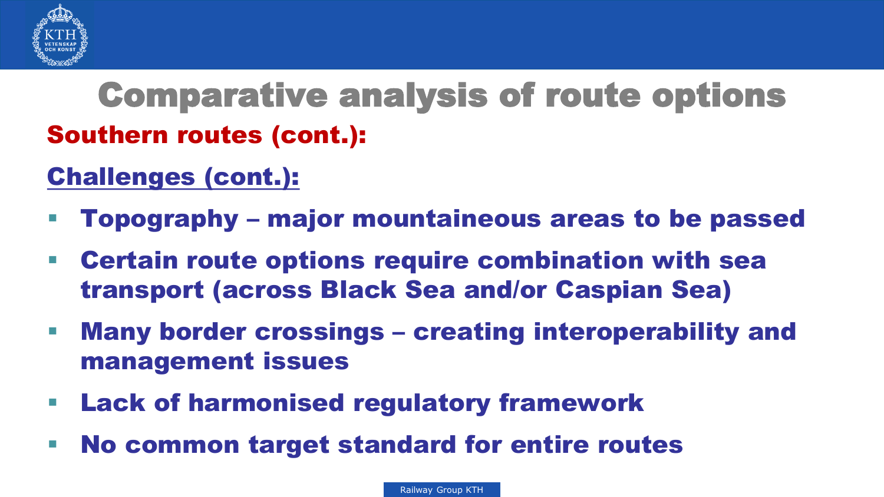# Comparative analysis of route options

## Southern routes (cont.):

### Challenges (cont.):

- **Topography – major mountaineous areas to be passed**
- **Certain route options require combination with sea transport (across Black Sea and/or Caspian Sea)**
- **Many border crossings – creating interoperability and management issues**
- **Lack of harmonised regulatory framework**
- **No common target standard for entire routes**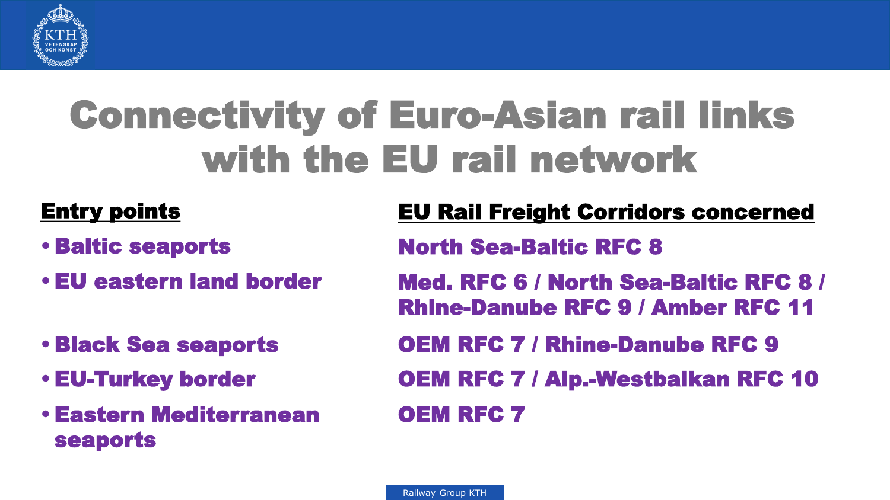# Connectivity of Euro-Asian rail links with the EU rail network

| Entry points | EU Rail Freight Corridors concerned |
| --- | --- |
| Baltic seaports | North Sea-Baltic RFC 8 |
| EU eastern land border | Med. RFC 6 / North Sea-Baltic RFC 8 / Rhine-Danube RFC 9 / Amber RFC 11 |
| Black Sea seaports | OEM RFC 7 / Rhine-Danube RFC 9 |
| EU-Turkey border | OEM RFC 7 / Alp.-Westbalkan RFC 10 |
| Eastern Mediterranean seaports | OEM RFC 7 |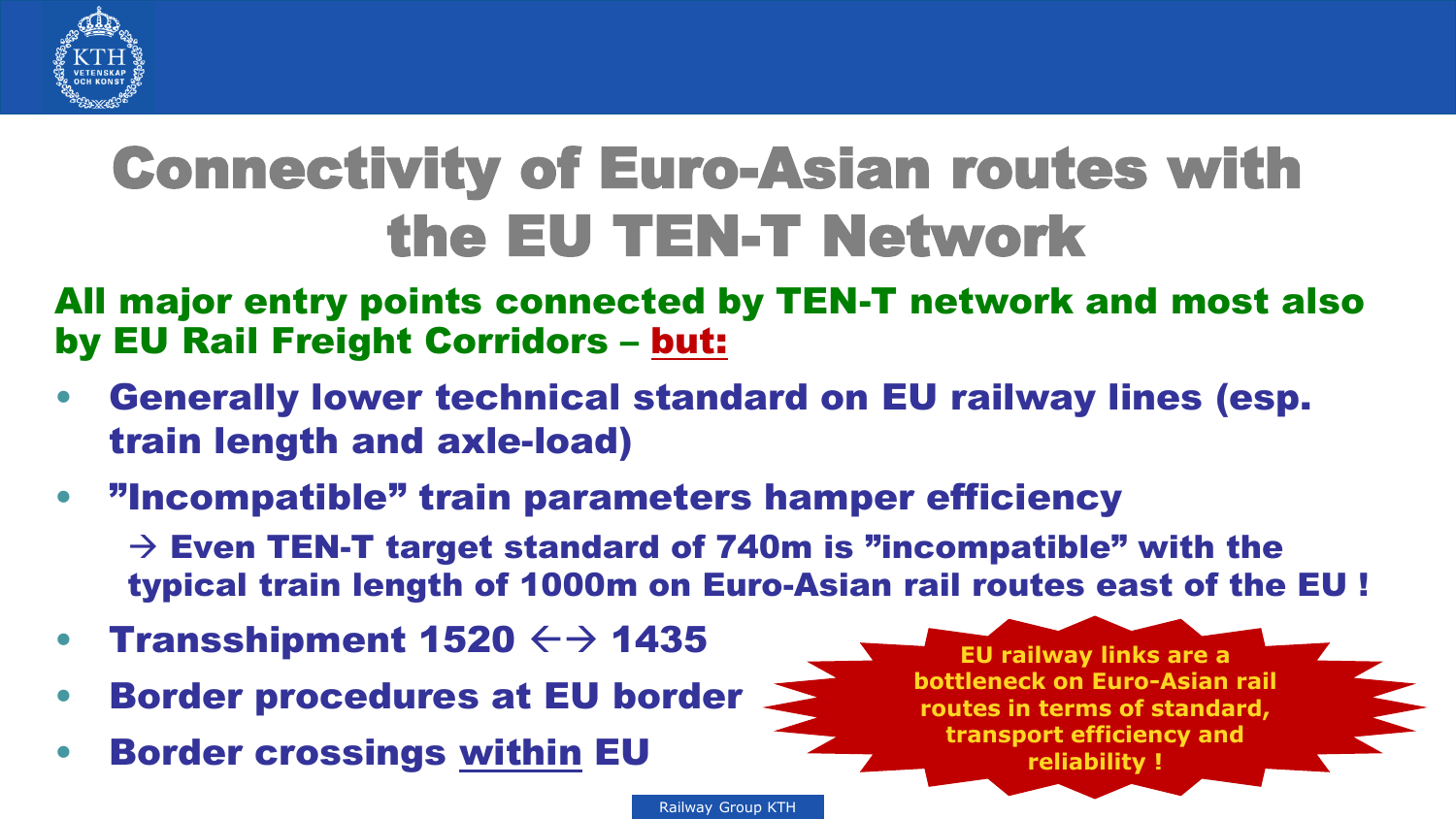# Connectivity of Euro-Asian routes with the EU TEN-T Network

**All major entry points connected by TEN-T network and most also by EU Rail Freight Corridors – but:**

- **Generally lower technical standard on EU railway lines (esp. train length and axle-load)**
- **"Incompatible" train parameters hamper efficiency**

  **→ Even TEN-T target standard of 740m is "incompatible" with the typical train length of 1000m on Euro-Asian rail routes east of the EU !**

- **Transshipment 1520 ←→ 1435**
- **Border procedures at EU border**
- **Border crossings within EU**

**EU railway links are a bottleneck on Euro-Asian rail routes in terms of standard, transport efficiency and reliability !**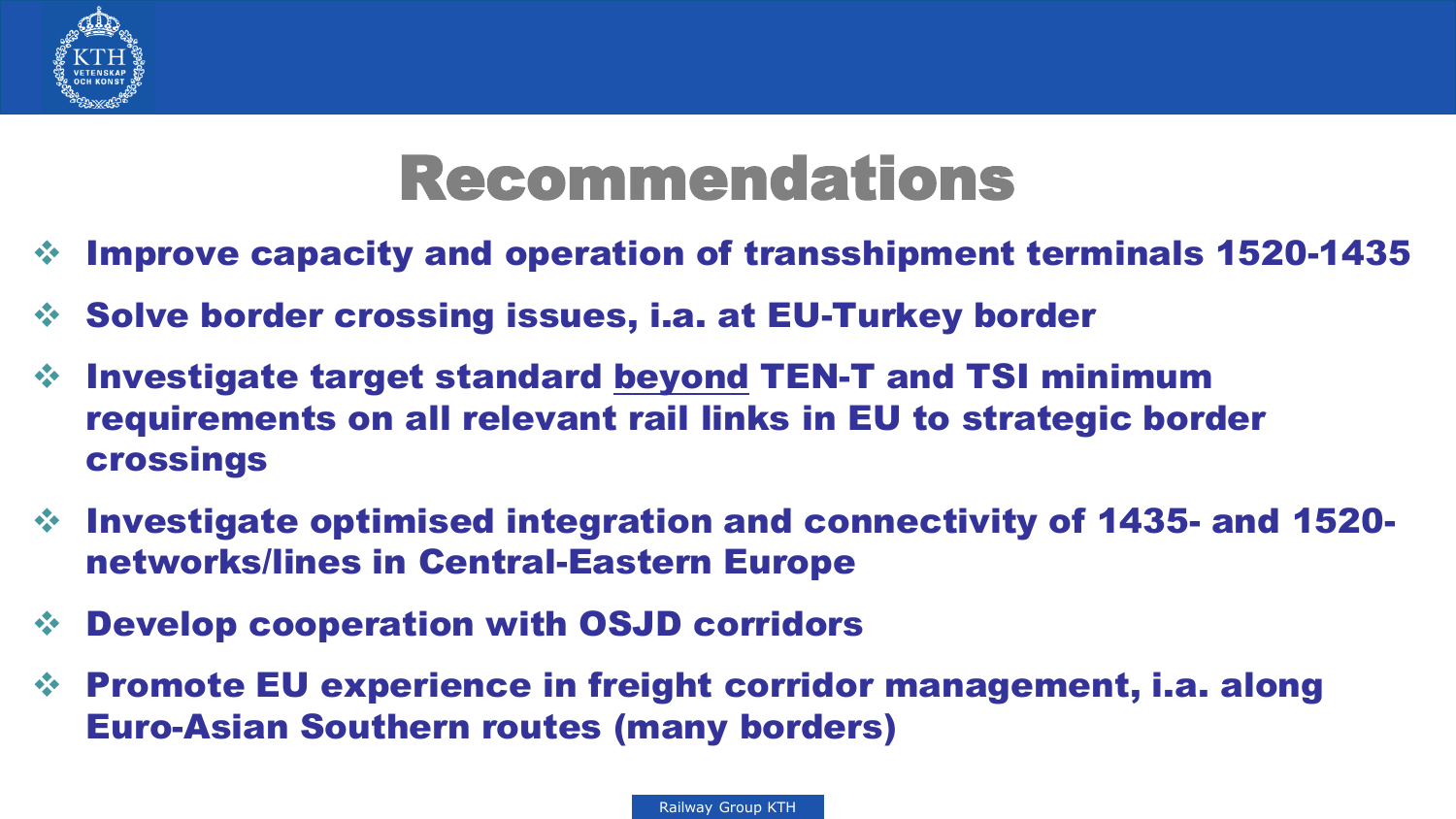# Recommendations

- Improve capacity and operation of transshipment terminals 1520-1435
- Solve border crossing issues, i.a. at EU-Turkey border
- Investigate target standard beyond TEN-T and TSI minimum requirements on all relevant rail links in EU to strategic border crossings
- Investigate optimised integration and connectivity of 1435- and 1520-networks/lines in Central-Eastern Europe
- Develop cooperation with OSJD corridors
- Promote EU experience in freight corridor management, i.a. along Euro-Asian Southern routes (many borders)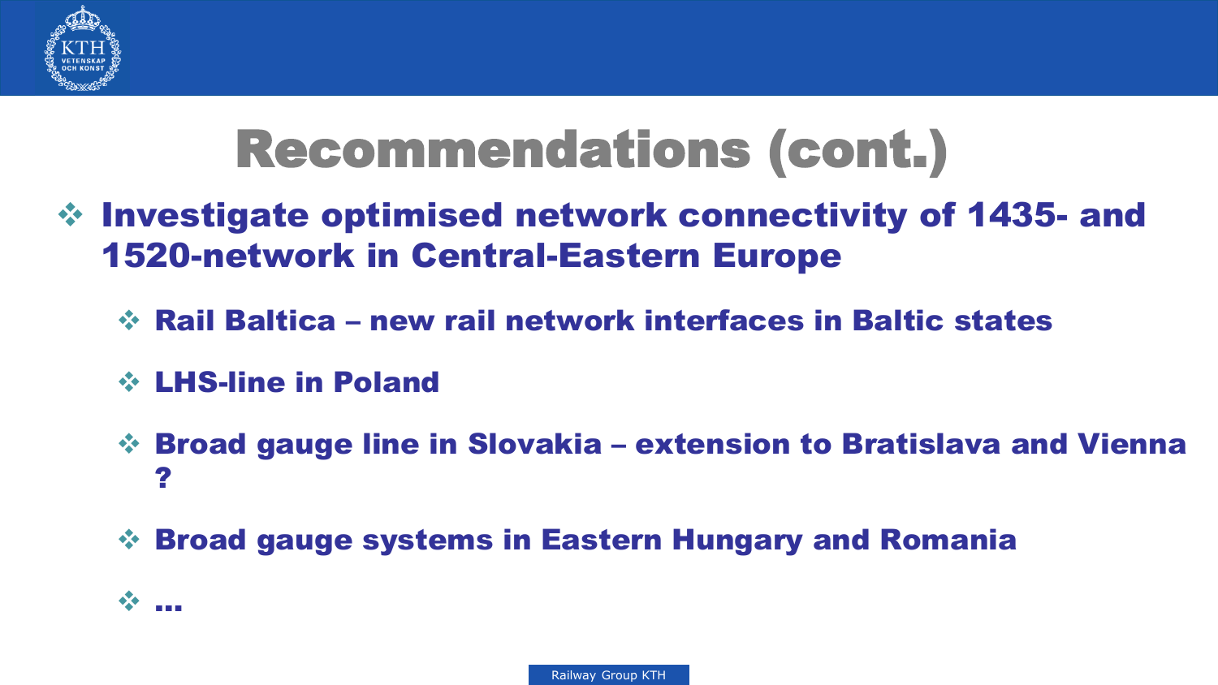# Recommendations (cont.)

- **Investigate optimised network connectivity of 1435- and 1520-network in Central-Eastern Europe**
  - **Rail Baltica – new rail network interfaces in Baltic states**
  - **LHS-line in Poland**
  - **Broad gauge line in Slovakia – extension to Bratislava and Vienna ?**
  - **Broad gauge systems in Eastern Hungary and Romania**
  - **…**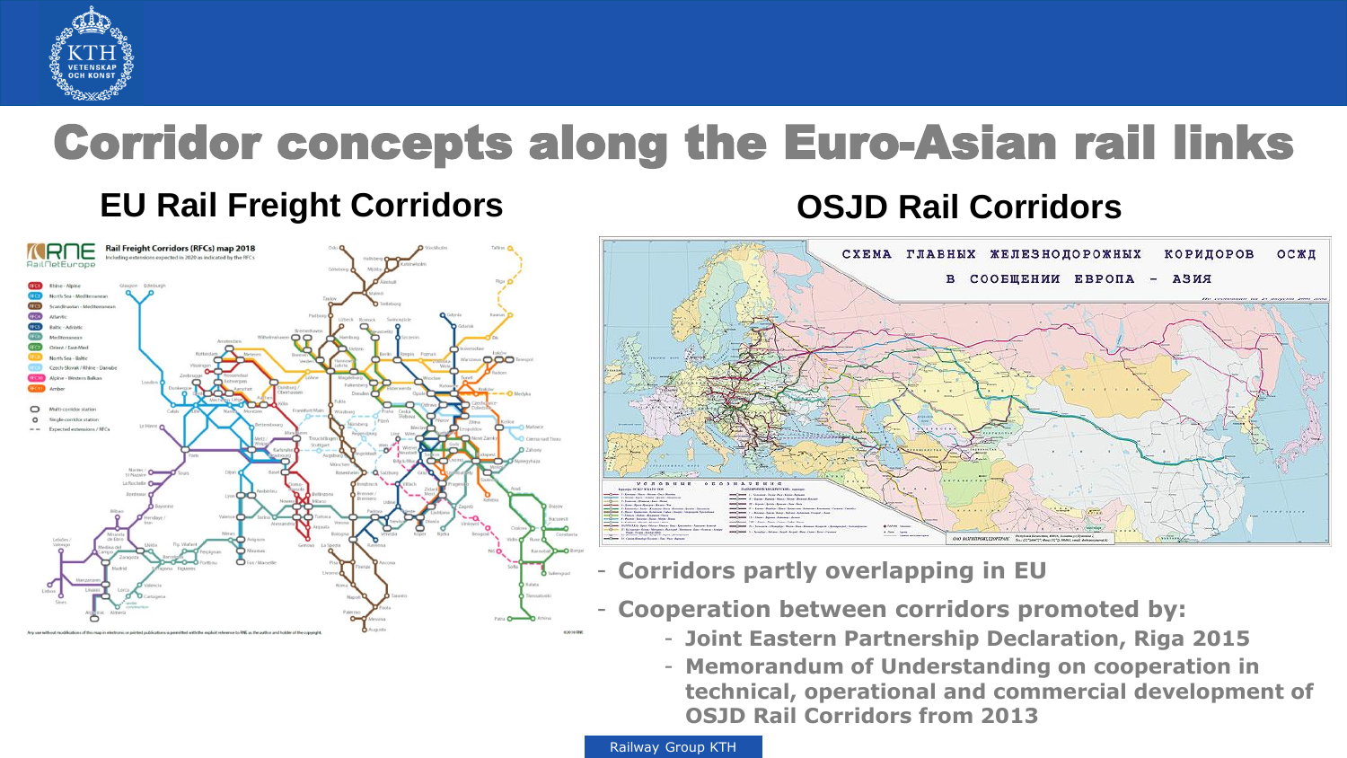# Corridor concepts along the Euro-Asian rail links

## EU Rail Freight Corridors

## OSJD Rail Corridors

- Corridors partly overlapping in EU
- Cooperation between corridors promoted by:
  - Joint Eastern Partnership Declaration, Riga 2015
  - Memorandum of Understanding on cooperation in technical, operational and commercial development of OSJD Rail Corridors from 2013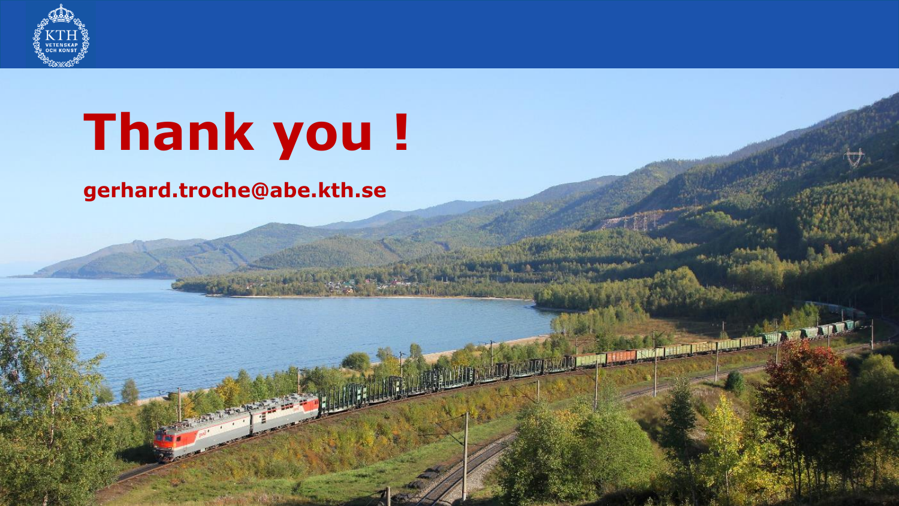# Thank you !

**gerhard.troche@abe.kth.se**